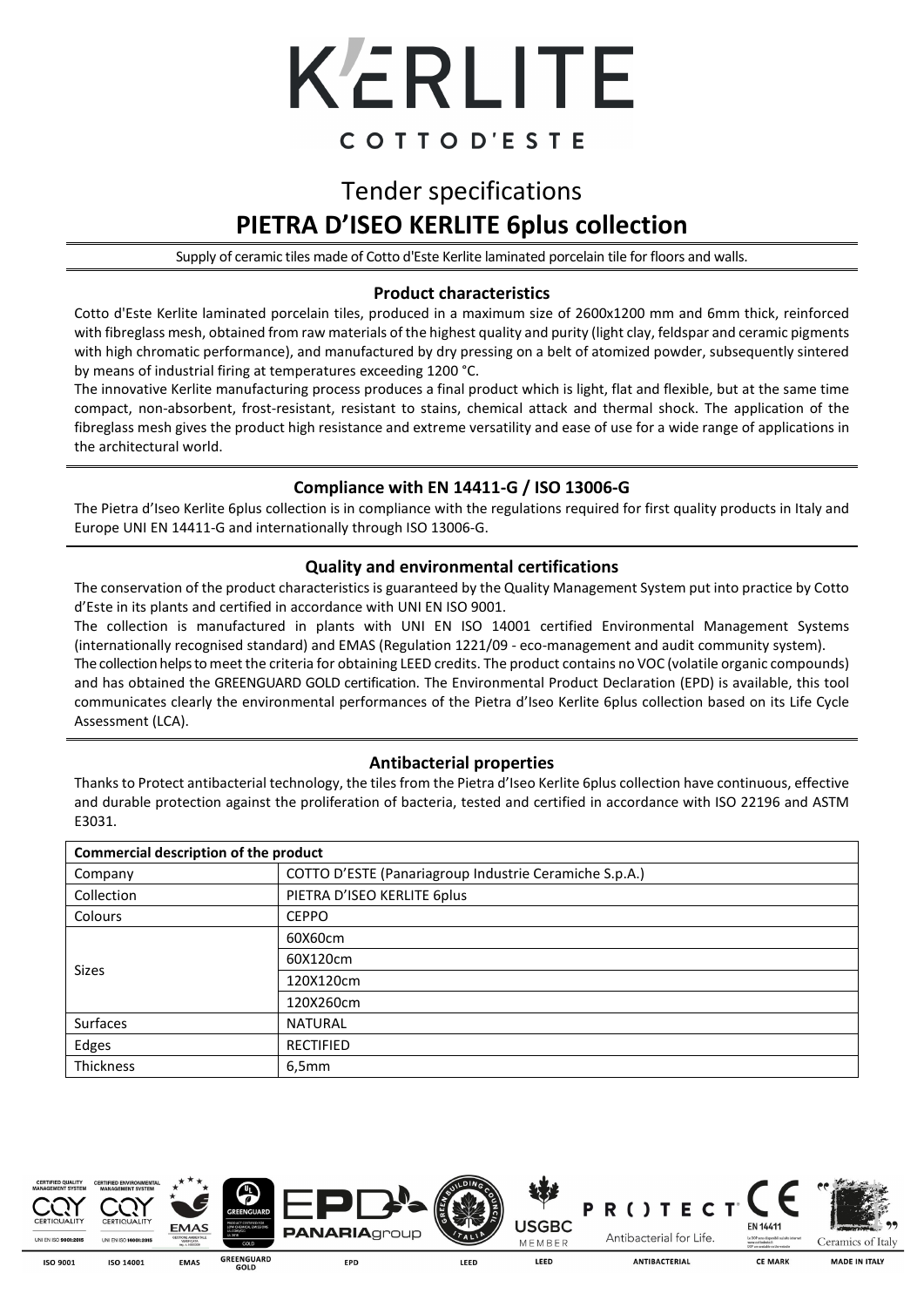# K'ERLITE

COTTO D'ESTE

# Tender specifications

## PIETRA D'ISEO KERLITE 6plus collection

Supply of ceramic tiles made of Cotto d'Este Kerlite laminated porcelain tile for floors and walls.

### Product characteristics

Cotto d'Este Kerlite laminated porcelain tiles, produced in a maximum size of 2600x1200 mm and 6mm thick, reinforced with fibreglass mesh, obtained from raw materials of the highest quality and purity (light clay, feldspar and ceramic pigments with high chromatic performance), and manufactured by dry pressing on a belt of atomized powder, subsequently sintered by means of industrial firing at temperatures exceeding 1200 °C.

The innovative Kerlite manufacturing process produces a final product which is light, flat and flexible, but at the same time compact, non-absorbent, frost-resistant, resistant to stains, chemical attack and thermal shock. The application of the fibreglass mesh gives the product high resistance and extreme versatility and ease of use for a wide range of applications in the architectural world.

### Compliance with EN 14411-G / ISO 13006-G

The Pietra d'Iseo Kerlite 6plus collection is in compliance with the regulations required for first quality products in Italy and Europe UNI EN 14411-G and internationally through ISO 13006-G.

### Quality and environmental certifications

The conservation of the product characteristics is guaranteed by the Quality Management System put into practice by Cotto d'Este in its plants and certified in accordance with UNI EN ISO 9001.

The collection is manufactured in plants with UNI EN ISO 14001 certified Environmental Management Systems (internationally recognised standard) and EMAS (Regulation 1221/09 - eco-management and audit community system).

The collection helps to meet the criteria for obtaining LEED credits. The product contains no VOC (volatile organic compounds) and has obtained the GREENGUARD GOLD certification. The Environmental Product Declaration (EPD) is available, this tool communicates clearly the environmental performances of the Pietra d'Iseo Kerlite 6plus collection based on its Life Cycle Assessment (LCA).

### Antibacterial properties

Thanks to Protect antibacterial technology, the tiles from the Pietra d'Iseo Kerlite 6plus collection have continuous, effective and durable protection against the proliferation of bacteria, tested and certified in accordance with ISO 22196 and ASTM E3031.

| Commercial description of the product | |
|---|---|
| Company | COTTO D'ESTE (Panariagroup Industrie Ceramiche S.p.A.) |
| Collection | PIETRA D'ISEO KERLITE 6plus |
| Colours | CEPPO |
| Sizes | 60X60cm |
| | 60X120cm |
| | 120X120cm |
| | 120X260cm |
| Surfaces | NATURAL |
| Edges | RECTIFIED |
| Thickness | 6,5mm |

ISO 9001 | ISO 14001 | EMAS | GREENGUARD GOLD | EPD | LEED | LEED | ANTIBACTERIAL | CE MARK | MADE IN ITALY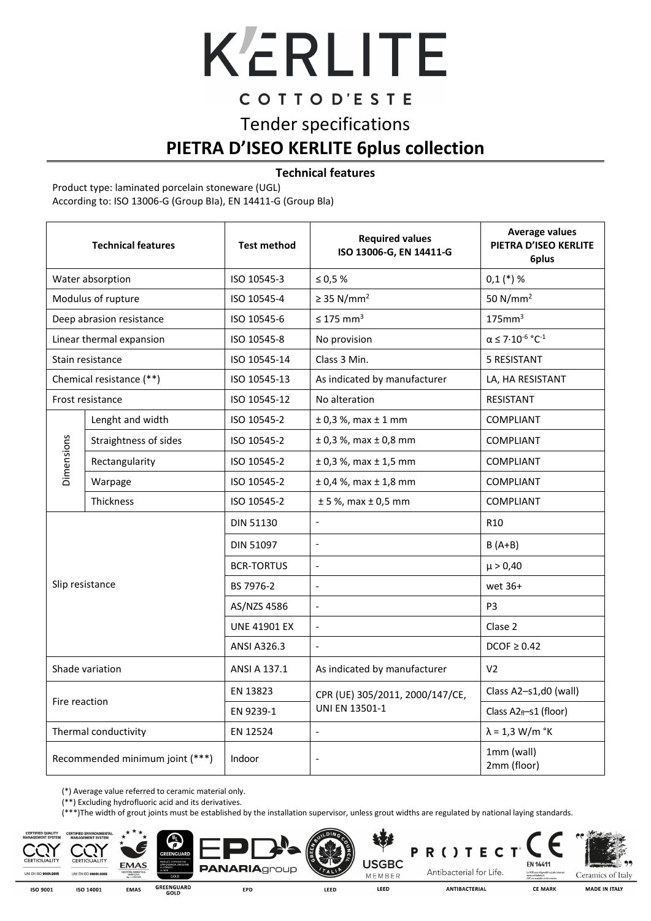# K'ERLITE

COTTO D'ESTE

## Tender specifications

## PIETRA D'ISEO KERLITE 6plus collection

### Technical features

Product type: laminated porcelain stoneware (UGL)
According to: ISO 13006-G (Group BIa), EN 14411-G (Group Bla)

| Technical features | | Test method | Required values ISO 13006-G, EN 14411-G | Average values PIETRA D'ISEO KERLITE 6plus |
|---|---|---|---|---|
| Water absorption | | ISO 10545-3 | ≤ 0,5 % | 0,1 (*) % |
| Modulus of rupture | | ISO 10545-4 | ≥ 35 N/mm$^2$ | 50 N/mm$^2$ |
| Deep abrasion resistance | | ISO 10545-6 | ≤ 175 mm$^3$ | 175mm$^3$ |
| Linear thermal expansion | | ISO 10545-8 | No provision | $\alpha \leq 7 \cdot 10^{-6}$ °C$^{-1}$ |
| Stain resistance | | ISO 10545-14 | Class 3 Min. | 5 RESISTANT |
| Chemical resistance (**) | | ISO 10545-13 | As indicated by manufacturer | LA, HA RESISTANT |
| Frost resistance | | ISO 10545-12 | No alteration | RESISTANT |
| Dimensions | Lenght and width | ISO 10545-2 | ± 0,3 %, max ± 1 mm | COMPLIANT |
| | Straightness of sides | ISO 10545-2 | ± 0,3 %, max ± 0,8 mm | COMPLIANT |
| | Rectangularity | ISO 10545-2 | ± 0,3 %, max ± 1,5 mm | COMPLIANT |
| | Warpage | ISO 10545-2 | ± 0,4 %, max ± 1,8 mm | COMPLIANT |
| | Thickness | ISO 10545-2 | ± 5 %, max ± 0,5 mm | COMPLIANT |
| Slip resistance | | DIN 51130 | - | R10 |
| | | DIN 51097 | - | B (A+B) |
| | | BCR-TORTUS | - | µ > 0,40 |
| | | BS 7976-2 | - | wet 36+ |
| | | AS/NZS 4586 | - | P3 |
| | | UNE 41901 EX | - | Clase 2 |
| | | ANSI A326.3 | - | DCOF ≥ 0.42 |
| Shade variation | | ANSI A 137.1 | As indicated by manufacturer | V2 |
| Fire reaction | | EN 13823 | CPR (UE) 305/2011, 2000/147/CE, UNI EN 13501-1 | Class A2–s1,d0 (wall) |
| | | EN 9239-1 | | Class A2$_{fl}$–s1 (floor) |
| Thermal conductivity | | EN 12524 | - | λ = 1,3 W/m °K |
| Recommended minimum joint (***) | | Indoor | - | 1mm (wall)<br>2mm (floor) |

(*) Average value referred to ceramic material only.
(**) Excluding hydrofluoric acid and its derivatives.
(***)The width of grout joints must be established by the installation supervisor, unless grout widths are regulated by national laying standards.

ISO 9001 | ISO 14001 | EMAS | GREENGUARD GOLD | EPD | LEED | LEED | ANTIBACTERIAL | CE MARK | MADE IN ITALY